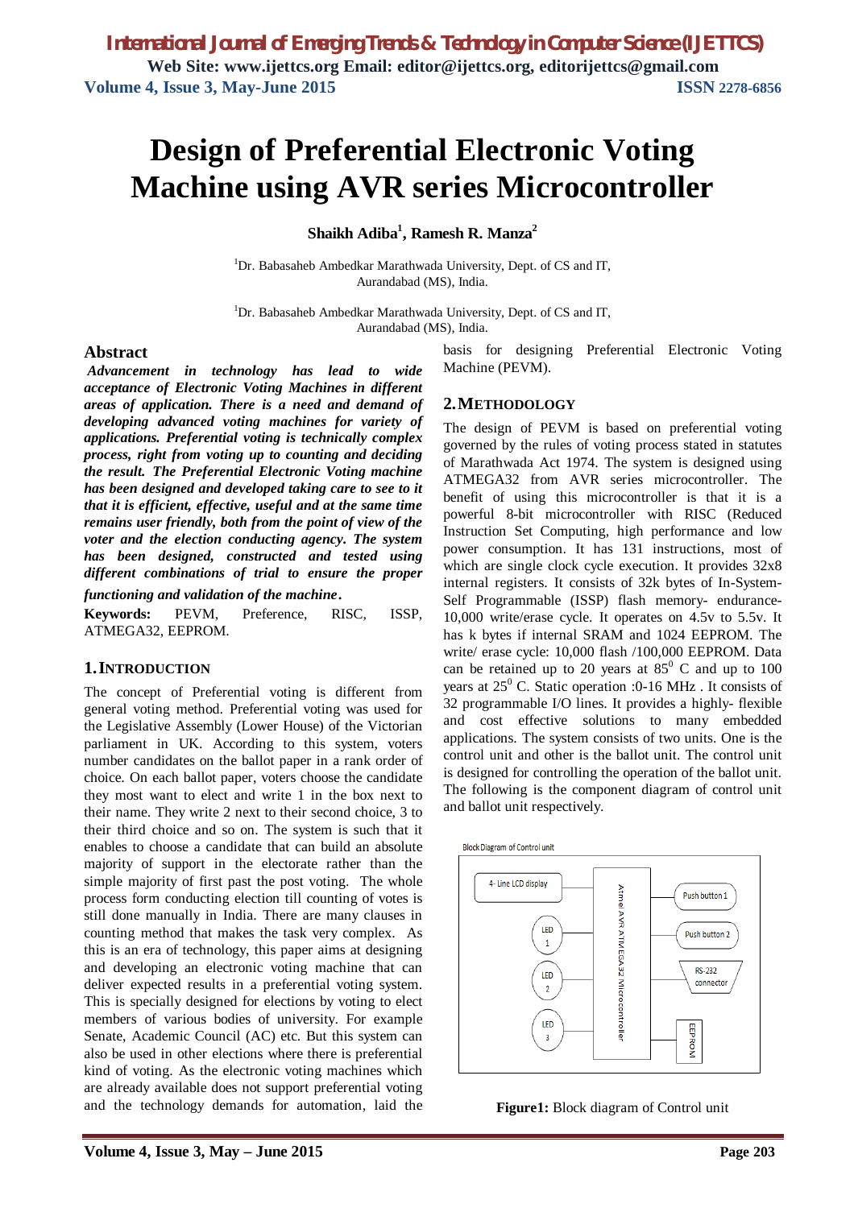# Design of Preferential Electronic Voting Machine using AVR series Microcontroller

**Shaikh Adiba[1], Ramesh R. Manza[2]**

[1]Dr. Babasaheb Ambedkar Marathwada University, Dept. of CS and IT, Aurandabad (MS), India.

[1]Dr. Babasaheb Ambedkar Marathwada University, Dept. of CS and IT, Aurandabad (MS), India.

## Abstract

***Advancement in technology has lead to wide acceptance of Electronic Voting Machines in different areas of application. There is a need and demand of developing advanced voting machines for variety of applications. Preferential voting is technically complex process, right from voting up to counting and deciding the result. The Preferential Electronic Voting machine has been designed and developed taking care to see to it that it is efficient, effective, useful and at the same time remains user friendly, both from the point of view of the voter and the election conducting agency. The system has been designed, constructed and tested using different combinations of trial to ensure the proper functioning and validation of the machine.***

**Keywords:** PEVM, Preference, RISC, ISSP, ATMEGA32, EEPROM.

## 1. INTRODUCTION

The concept of Preferential voting is different from general voting method. Preferential voting was used for the Legislative Assembly (Lower House) of the Victorian parliament in UK. According to this system, voters number candidates on the ballot paper in a rank order of choice. On each ballot paper, voters choose the candidate they most want to elect and write 1 in the box next to their name. They write 2 next to their second choice, 3 to their third choice and so on. The system is such that it enables to choose a candidate that can build an absolute majority of support in the electorate rather than the simple majority of first past the post voting. The whole process form conducting election till counting of votes is still done manually in India. There are many clauses in counting method that makes the task very complex. As this is an era of technology, this paper aims at designing and developing an electronic voting machine that can deliver expected results in a preferential voting system. This is specially designed for elections by voting to elect members of various bodies of university. For example Senate, Academic Council (AC) etc. But this system can also be used in other elections where there is preferential kind of voting. As the electronic voting machines which are already available does not support preferential voting and the technology demands for automation, laid the basis for designing Preferential Electronic Voting Machine (PEVM).

## 2. METHODOLOGY

The design of PEVM is based on preferential voting governed by the rules of voting process stated in statutes of Marathwada Act 1974. The system is designed using ATMEGA32 from AVR series microcontroller. The benefit of using this microcontroller is that it is a powerful 8-bit microcontroller with RISC (Reduced Instruction Set Computing, high performance and low power consumption. It has 131 instructions, most of which are single clock cycle execution. It provides 32x8 internal registers. It consists of 32k bytes of In-System-Self Programmable (ISSP) flash memory- endurance-10,000 write/erase cycle. It operates on 4.5v to 5.5v. It has k bytes if internal SRAM and 1024 EEPROM. The write/ erase cycle: 10,000 flash /100,000 EEPROM. Data can be retained up to 20 years at $85^0$ C and up to 100 years at $25^0$ C. Static operation :0-16 MHz . It consists of 32 programmable I/O lines. It provides a highly- flexible and cost effective solutions to many embedded applications. The system consists of two units. One is the control unit and other is the ballot unit. The control unit is designed for controlling the operation of the ballot unit. The following is the component diagram of control unit and ballot unit respectively.

Block Diagram of Control unit

4- Line LCD display | LED 1 | LED 2 | LED 3 | Atmel AVR ATMEGA32 Microcontroller | Push button 1 | Push button 2 | RS-232 connector | EEPROM

**Figure1:** Block diagram of Control unit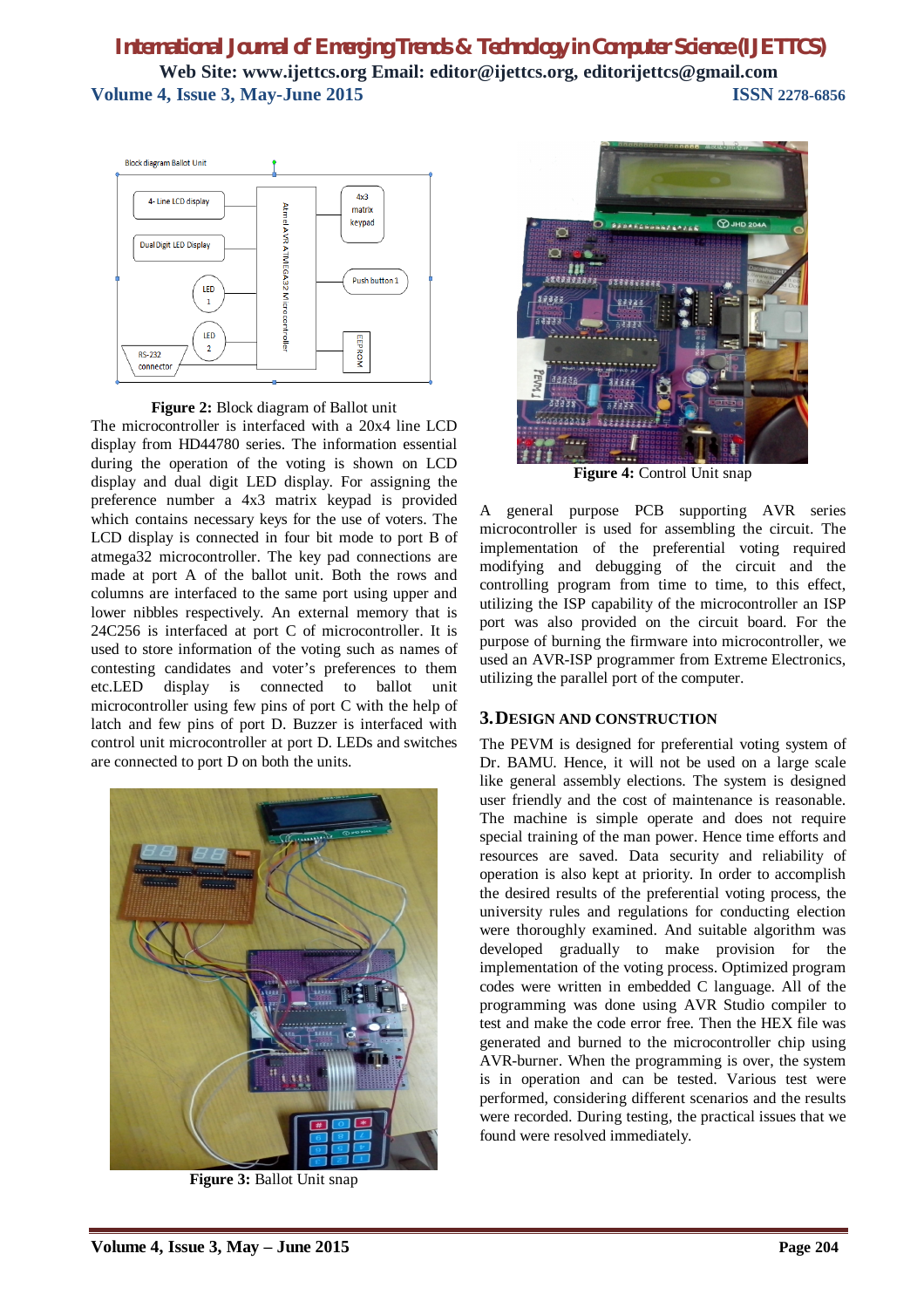Figure 2: Block diagram of Ballot unit

The microcontroller is interfaced with a 20x4 line LCD display from HD44780 series. The information essential during the operation of the voting is shown on LCD display and dual digit LED display. For assigning the preference number a 4x3 matrix keypad is provided which contains necessary keys for the use of voters. The LCD display is connected in four bit mode to port B of atmega32 microcontroller. The key pad connections are made at port A of the ballot unit. Both the rows and columns are interfaced to the same port using upper and lower nibbles respectively. An external memory that is 24C256 is interfaced at port C of microcontroller. It is used to store information of the voting such as names of contesting candidates and voter's preferences to them etc.LED display is connected to ballot unit microcontroller using few pins of port C with the help of latch and few pins of port D. Buzzer is interfaced with control unit microcontroller at port D. LEDs and switches are connected to port D on both the units.

**Figure 3:** Ballot Unit snap

**Figure 4:** Control Unit snap

A general purpose PCB supporting AVR series microcontroller is used for assembling the circuit. The implementation of the preferential voting required modifying and debugging of the circuit and the controlling program from time to time, to this effect, utilizing the ISP capability of the microcontroller an ISP port was also provided on the circuit board. For the purpose of burning the firmware into microcontroller, we used an AVR-ISP programmer from Extreme Electronics, utilizing the parallel port of the computer.

## 3. DESIGN AND CONSTRUCTION

The PEVM is designed for preferential voting system of Dr. BAMU. Hence, it will not be used on a large scale like general assembly elections. The system is designed user friendly and the cost of maintenance is reasonable. The machine is simple operate and does not require special training of the man power. Hence time efforts and resources are saved. Data security and reliability of operation is also kept at priority. In order to accomplish the desired results of the preferential voting process, the university rules and regulations for conducting election were thoroughly examined. And suitable algorithm was developed gradually to make provision for the implementation of the voting process. Optimized program codes were written in embedded C language. All of the programming was done using AVR Studio compiler to test and make the code error free. Then the HEX file was generated and burned to the microcontroller chip using AVR-burner. When the programming is over, the system is in operation and can be tested. Various test were performed, considering different scenarios and the results were recorded. During testing, the practical issues that we found were resolved immediately.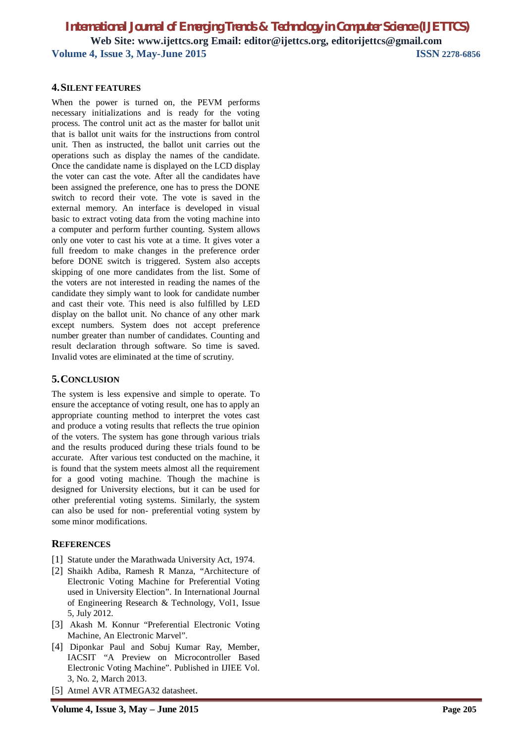## 4. SILENT FEATURES

When the power is turned on, the PEVM performs necessary initializations and is ready for the voting process. The control unit act as the master for ballot unit that is ballot unit waits for the instructions from control unit. Then as instructed, the ballot unit carries out the operations such as display the names of the candidate. Once the candidate name is displayed on the LCD display the voter can cast the vote. After all the candidates have been assigned the preference, one has to press the DONE switch to record their vote. The vote is saved in the external memory. An interface is developed in visual basic to extract voting data from the voting machine into a computer and perform further counting. System allows only one voter to cast his vote at a time. It gives voter a full freedom to make changes in the preference order before DONE switch is triggered. System also accepts skipping of one more candidates from the list. Some of the voters are not interested in reading the names of the candidate they simply want to look for candidate number and cast their vote. This need is also fulfilled by LED display on the ballot unit. No chance of any other mark except numbers. System does not accept preference number greater than number of candidates. Counting and result declaration through software. So time is saved. Invalid votes are eliminated at the time of scrutiny.

## 5. CONCLUSION

The system is less expensive and simple to operate. To ensure the acceptance of voting result, one has to apply an appropriate counting method to interpret the votes cast and produce a voting results that reflects the true opinion of the voters. The system has gone through various trials and the results produced during these trials found to be accurate. After various test conducted on the machine, it is found that the system meets almost all the requirement for a good voting machine. Though the machine is designed for University elections, but it can be used for other preferential voting systems. Similarly, the system can also be used for non- preferential voting system by some minor modifications.

## REFERENCES

[1] Statute under the Marathwada University Act, 1974.

[2] Shaikh Adiba, Ramesh R Manza, "Architecture of Electronic Voting Machine for Preferential Voting used in University Election". In International Journal of Engineering Research & Technology, Vol1, Issue 5, July 2012.

[3] Akash M. Konnur "Preferential Electronic Voting Machine, An Electronic Marvel".

[4] Diponkar Paul and Sobuj Kumar Ray, Member, IACSIT "A Preview on Microcontroller Based Electronic Voting Machine". Published in IJIEE Vol. 3, No. 2, March 2013.

[5] Atmel AVR ATMEGA32 datasheet.